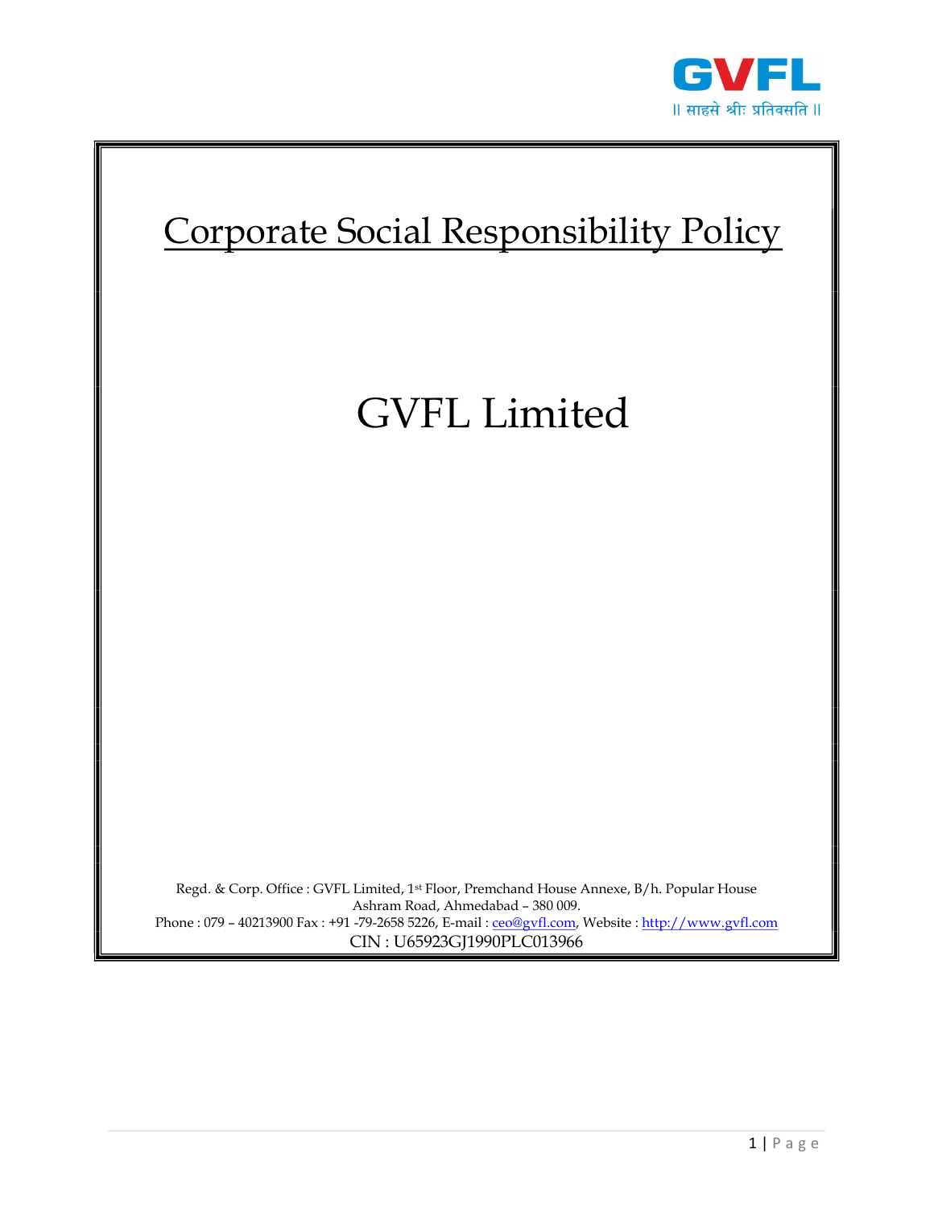GVFL

॥ साहसे श्रीः प्रतिवसति ॥

# Corporate Social Responsibility Policy

# GVFL Limited

Regd. & Corp. Office : GVFL Limited, 1st Floor, Premchand House Annexe, B/h. Popular House Ashram Road, Ahmedabad – 380 009.
Phone : 079 – 40213900 Fax : +91 -79-2658 5226, E-mail : ceo@gvfl.com, Website : http://www.gvfl.com
CIN : U65923GJ1990PLC013966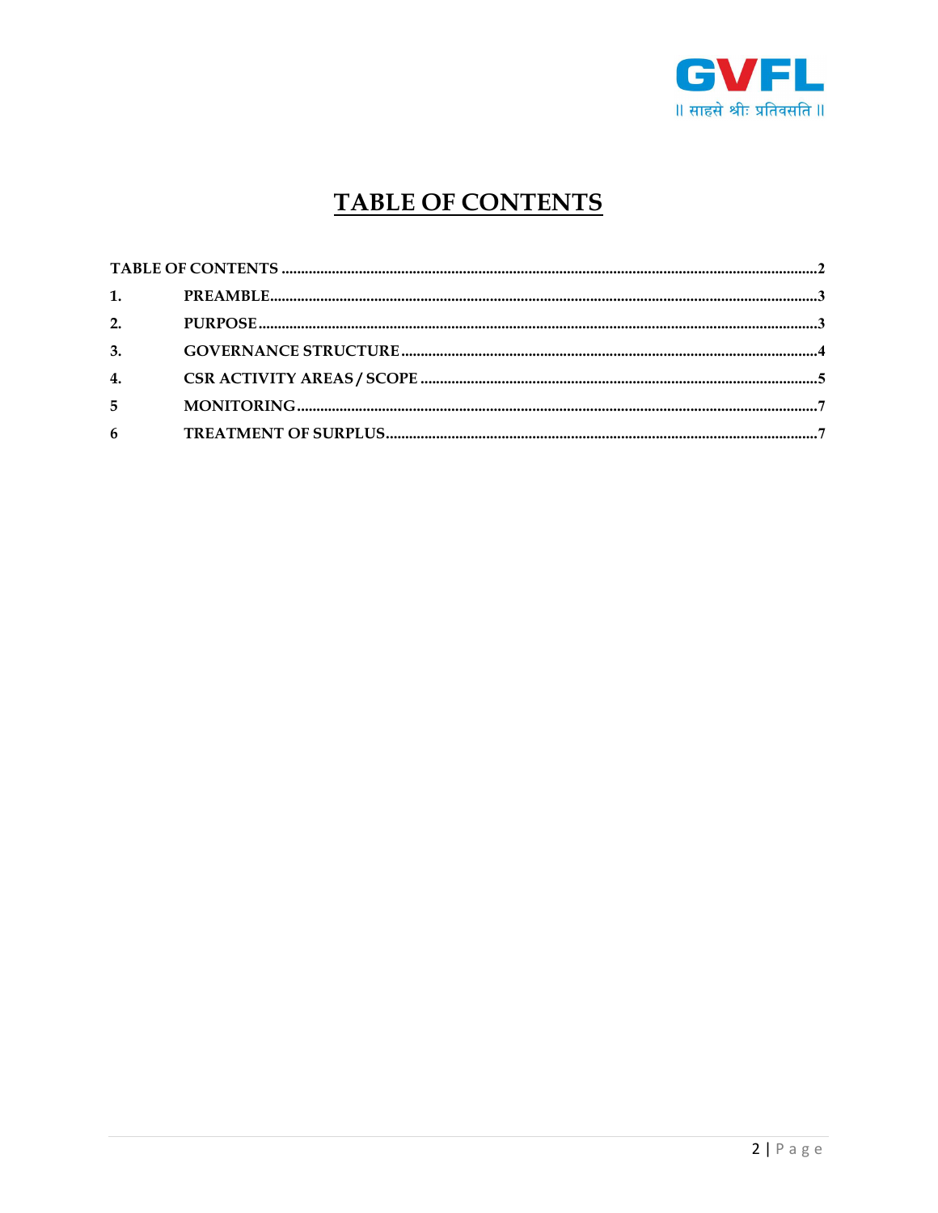# TABLE OF CONTENTS

| | | |
|---|---|---|
| TABLE OF CONTENTS | | 2 |
| 1. | PREAMBLE | 3 |
| 2. | PURPOSE | 3 |
| 3. | GOVERNANCE STRUCTURE | 4 |
| 4. | CSR ACTIVITY AREAS / SCOPE | 5 |
| 5 | MONITORING | 7 |
| 6 | TREATMENT OF SURPLUS | 7 |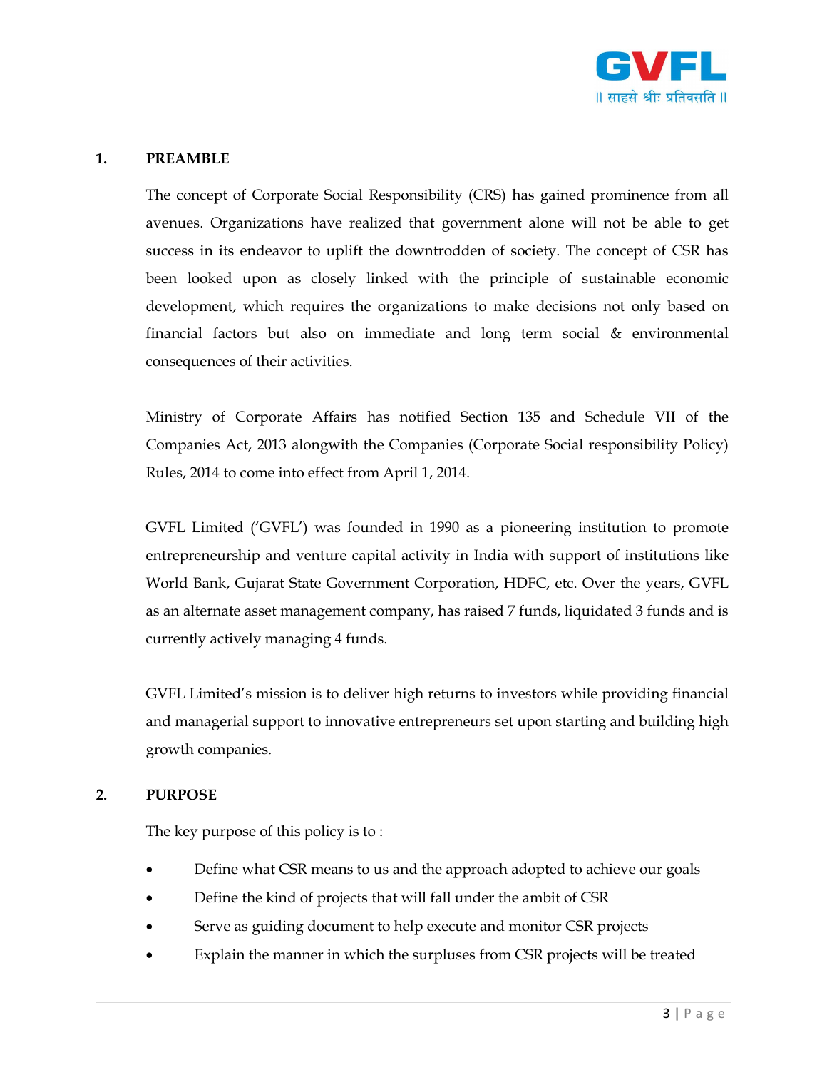## 1. PREAMBLE

The concept of Corporate Social Responsibility (CRS) has gained prominence from all avenues. Organizations have realized that government alone will not be able to get success in its endeavor to uplift the downtrodden of society. The concept of CSR has been looked upon as closely linked with the principle of sustainable economic development, which requires the organizations to make decisions not only based on financial factors but also on immediate and long term social & environmental consequences of their activities.

Ministry of Corporate Affairs has notified Section 135 and Schedule VII of the Companies Act, 2013 alongwith the Companies (Corporate Social responsibility Policy) Rules, 2014 to come into effect from April 1, 2014.

GVFL Limited ('GVFL') was founded in 1990 as a pioneering institution to promote entrepreneurship and venture capital activity in India with support of institutions like World Bank, Gujarat State Government Corporation, HDFC, etc. Over the years, GVFL as an alternate asset management company, has raised 7 funds, liquidated 3 funds and is currently actively managing 4 funds.

GVFL Limited's mission is to deliver high returns to investors while providing financial and managerial support to innovative entrepreneurs set upon starting and building high growth companies.

## 2. PURPOSE

The key purpose of this policy is to :

- Define what CSR means to us and the approach adopted to achieve our goals
- Define the kind of projects that will fall under the ambit of CSR
- Serve as guiding document to help execute and monitor CSR projects
- Explain the manner in which the surpluses from CSR projects will be treated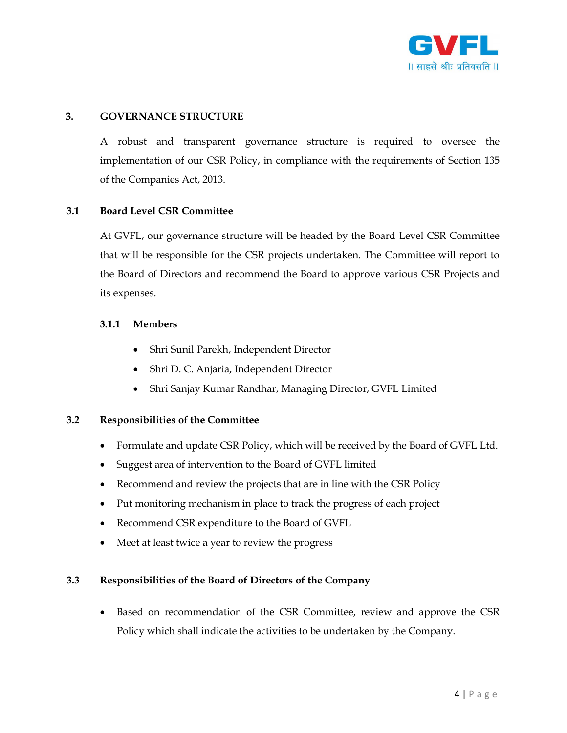## 3. GOVERNANCE STRUCTURE

A robust and transparent governance structure is required to oversee the implementation of our CSR Policy, in compliance with the requirements of Section 135 of the Companies Act, 2013.

### 3.1 Board Level CSR Committee

At GVFL, our governance structure will be headed by the Board Level CSR Committee that will be responsible for the CSR projects undertaken. The Committee will report to the Board of Directors and recommend the Board to approve various CSR Projects and its expenses.

#### 3.1.1 Members

- Shri Sunil Parekh, Independent Director
- Shri D. C. Anjaria, Independent Director
- Shri Sanjay Kumar Randhar, Managing Director, GVFL Limited

### 3.2 Responsibilities of the Committee

- Formulate and update CSR Policy, which will be received by the Board of GVFL Ltd.
- Suggest area of intervention to the Board of GVFL limited
- Recommend and review the projects that are in line with the CSR Policy
- Put monitoring mechanism in place to track the progress of each project
- Recommend CSR expenditure to the Board of GVFL
- Meet at least twice a year to review the progress

### 3.3 Responsibilities of the Board of Directors of the Company

- Based on recommendation of the CSR Committee, review and approve the CSR Policy which shall indicate the activities to be undertaken by the Company.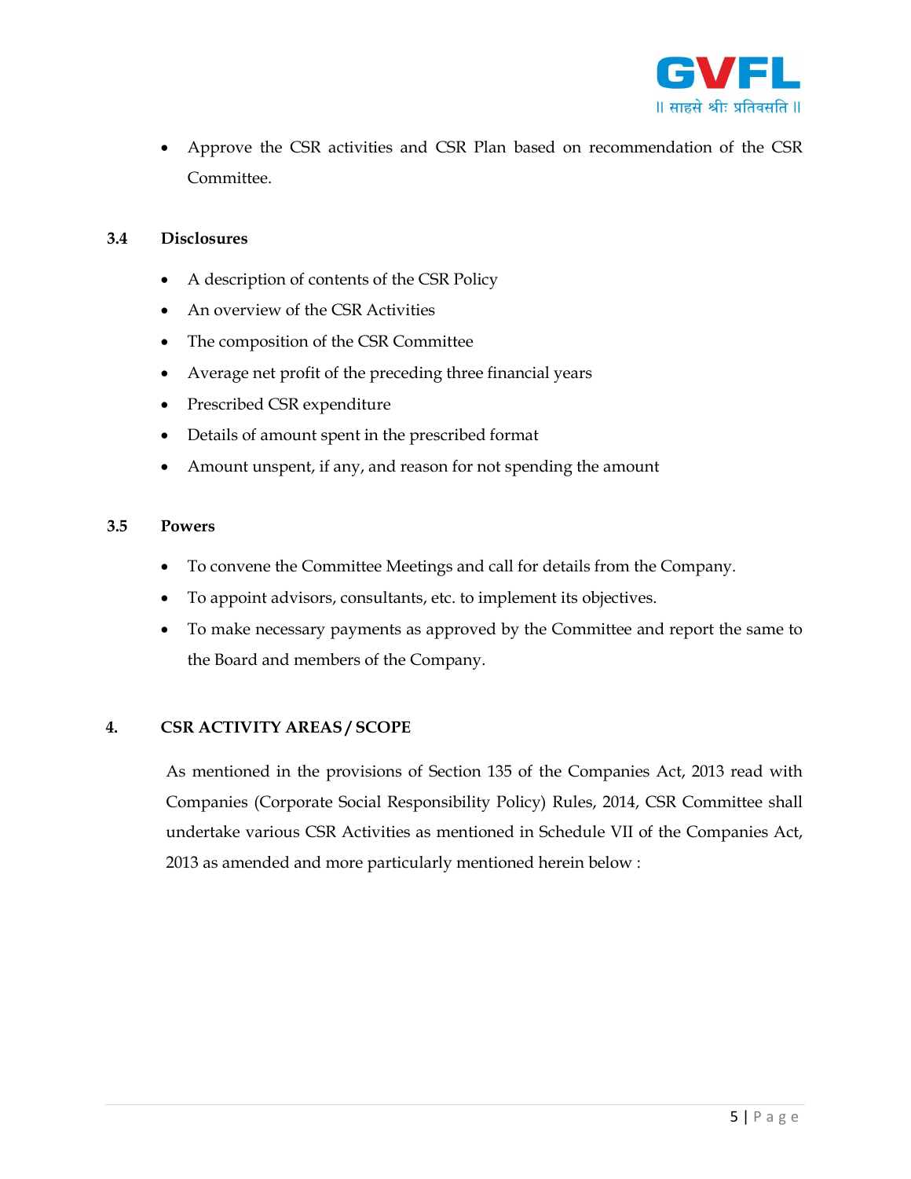- Approve the CSR activities and CSR Plan based on recommendation of the CSR Committee.

### 3.4 Disclosures

- A description of contents of the CSR Policy
- An overview of the CSR Activities
- The composition of the CSR Committee
- Average net profit of the preceding three financial years
- Prescribed CSR expenditure
- Details of amount spent in the prescribed format
- Amount unspent, if any, and reason for not spending the amount

### 3.5 Powers

- To convene the Committee Meetings and call for details from the Company.
- To appoint advisors, consultants, etc. to implement its objectives.
- To make necessary payments as approved by the Committee and report the same to the Board and members of the Company.

## 4. CSR ACTIVITY AREAS / SCOPE

As mentioned in the provisions of Section 135 of the Companies Act, 2013 read with Companies (Corporate Social Responsibility Policy) Rules, 2014, CSR Committee shall undertake various CSR Activities as mentioned in Schedule VII of the Companies Act, 2013 as amended and more particularly mentioned herein below :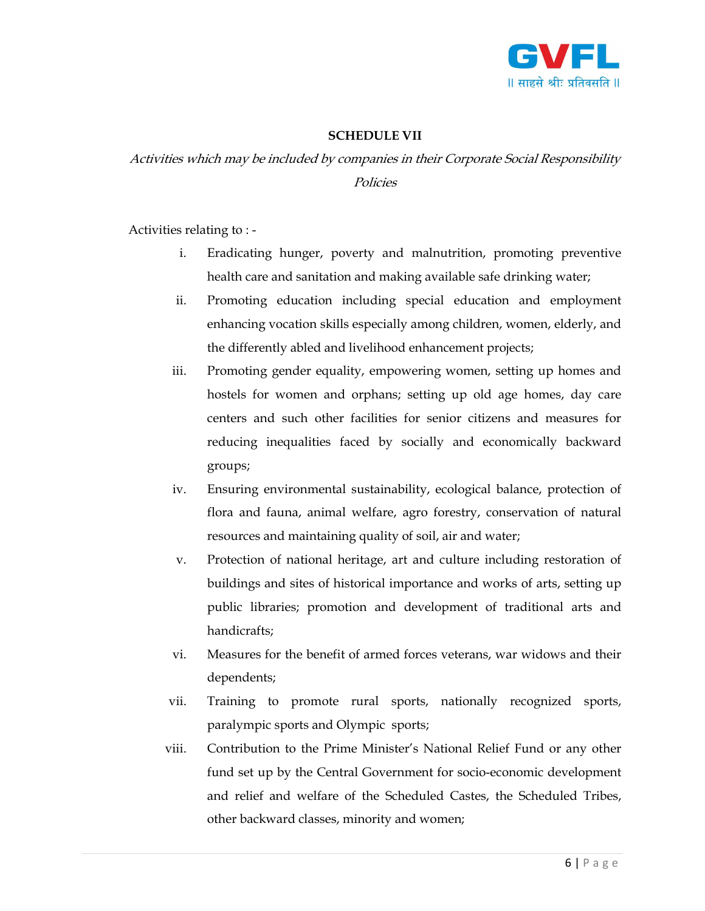## SCHEDULE VII

*Activities which may be included by companies in their Corporate Social Responsibility Policies*

Activities relating to : -

i. Eradicating hunger, poverty and malnutrition, promoting preventive health care and sanitation and making available safe drinking water;

ii. Promoting education including special education and employment enhancing vocation skills especially among children, women, elderly, and the differently abled and livelihood enhancement projects;

iii. Promoting gender equality, empowering women, setting up homes and hostels for women and orphans; setting up old age homes, day care centers and such other facilities for senior citizens and measures for reducing inequalities faced by socially and economically backward groups;

iv. Ensuring environmental sustainability, ecological balance, protection of flora and fauna, animal welfare, agro forestry, conservation of natural resources and maintaining quality of soil, air and water;

v. Protection of national heritage, art and culture including restoration of buildings and sites of historical importance and works of arts, setting up public libraries; promotion and development of traditional arts and handicrafts;

vi. Measures for the benefit of armed forces veterans, war widows and their dependents;

vii. Training to promote rural sports, nationally recognized sports, paralympic sports and Olympic sports;

viii. Contribution to the Prime Minister's National Relief Fund or any other fund set up by the Central Government for socio-economic development and relief and welfare of the Scheduled Castes, the Scheduled Tribes, other backward classes, minority and women;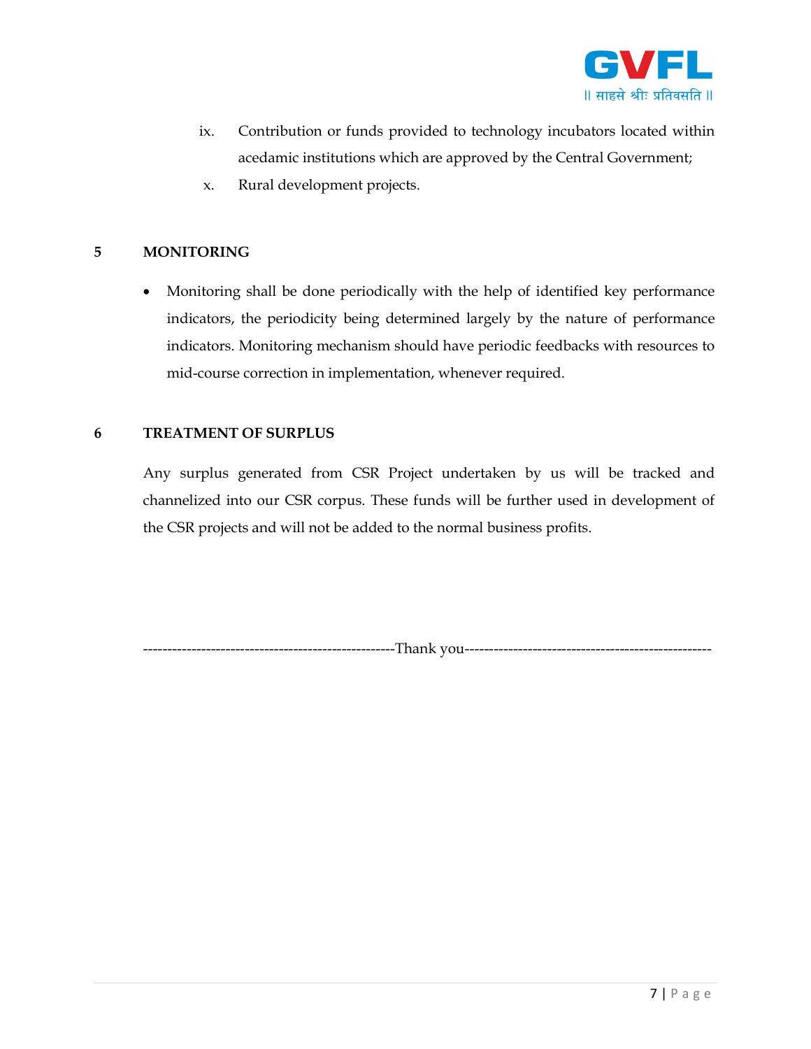ix. Contribution or funds provided to technology incubators located within acedamic institutions which are approved by the Central Government;

x. Rural development projects.

## 5 MONITORING

- Monitoring shall be done periodically with the help of identified key performance indicators, the periodicity being determined largely by the nature of performance indicators. Monitoring mechanism should have periodic feedbacks with resources to mid-course correction in implementation, whenever required.

## 6 TREATMENT OF SURPLUS

Any surplus generated from CSR Project undertaken by us will be tracked and channelized into our CSR corpus. These funds will be further used in development of the CSR projects and will not be added to the normal business profits.

---------------------------------------------------Thank you---------------------------------------------------